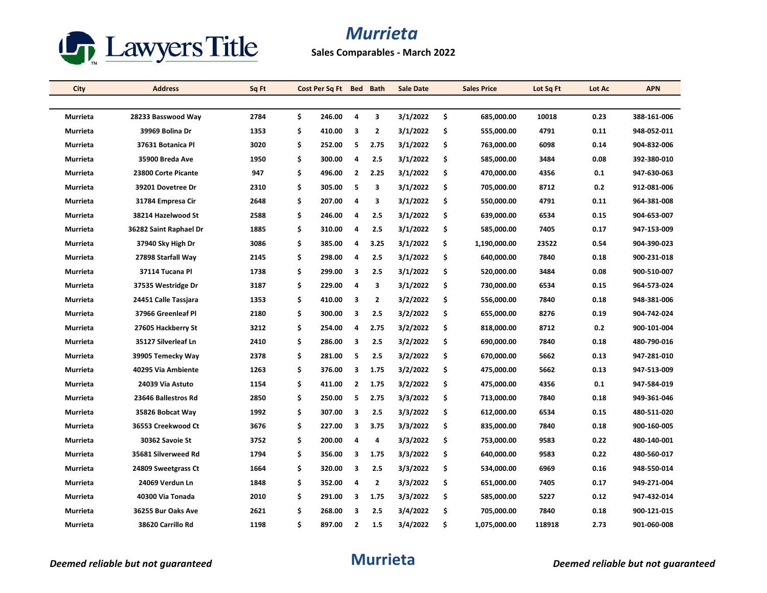# Murrieta

**Sales Comparables - March 2022**

| City | Address | Sq Ft | Cost Per Sq Ft | Bed | Bath | Sale Date | Sales Price | Lot Sq Ft | Lot Ac | APN |
|---|---|---|---|---|---|---|---|---|---|---|
| Murrieta | 28233 Basswood Way | 2784 | $ 246.00 | 4 | 3 | 3/1/2022 | $ 685,000.00 | 10018 | 0.23 | 388-161-006 |
| Murrieta | 39969 Bolina Dr | 1353 | $ 410.00 | 3 | 2 | 3/1/2022 | $ 555,000.00 | 4791 | 0.11 | 948-052-011 |
| Murrieta | 37631 Botanica Pl | 3020 | $ 252.00 | 5 | 2.75 | 3/1/2022 | $ 763,000.00 | 6098 | 0.14 | 904-832-006 |
| Murrieta | 35900 Breda Ave | 1950 | $ 300.00 | 4 | 2.5 | 3/1/2022 | $ 585,000.00 | 3484 | 0.08 | 392-380-010 |
| Murrieta | 23800 Corte Picante | 947 | $ 496.00 | 2 | 2.25 | 3/1/2022 | $ 470,000.00 | 4356 | 0.1 | 947-630-063 |
| Murrieta | 39201 Dovetree Dr | 2310 | $ 305.00 | 5 | 3 | 3/1/2022 | $ 705,000.00 | 8712 | 0.2 | 912-081-006 |
| Murrieta | 31784 Empresa Cir | 2648 | $ 207.00 | 4 | 3 | 3/1/2022 | $ 550,000.00 | 4791 | 0.11 | 964-381-008 |
| Murrieta | 38214 Hazelwood St | 2588 | $ 246.00 | 4 | 2.5 | 3/1/2022 | $ 639,000.00 | 6534 | 0.15 | 904-653-007 |
| Murrieta | 36282 Saint Raphael Dr | 1885 | $ 310.00 | 4 | 2.5 | 3/1/2022 | $ 585,000.00 | 7405 | 0.17 | 947-153-009 |
| Murrieta | 37940 Sky High Dr | 3086 | $ 385.00 | 4 | 3.25 | 3/1/2022 | $ 1,190,000.00 | 23522 | 0.54 | 904-390-023 |
| Murrieta | 27898 Starfall Way | 2145 | $ 298.00 | 4 | 2.5 | 3/1/2022 | $ 640,000.00 | 7840 | 0.18 | 900-231-018 |
| Murrieta | 37114 Tucana Pl | 1738 | $ 299.00 | 3 | 2.5 | 3/1/2022 | $ 520,000.00 | 3484 | 0.08 | 900-510-007 |
| Murrieta | 37535 Westridge Dr | 3187 | $ 229.00 | 4 | 3 | 3/1/2022 | $ 730,000.00 | 6534 | 0.15 | 964-573-024 |
| Murrieta | 24451 Calle Tassjara | 1353 | $ 410.00 | 3 | 2 | 3/2/2022 | $ 556,000.00 | 7840 | 0.18 | 948-381-006 |
| Murrieta | 37966 Greenleaf Pl | 2180 | $ 300.00 | 3 | 2.5 | 3/2/2022 | $ 655,000.00 | 8276 | 0.19 | 904-742-024 |
| Murrieta | 27605 Hackberry St | 3212 | $ 254.00 | 4 | 2.75 | 3/2/2022 | $ 818,000.00 | 8712 | 0.2 | 900-101-004 |
| Murrieta | 35127 Silverleaf Ln | 2410 | $ 286.00 | 3 | 2.5 | 3/2/2022 | $ 690,000.00 | 7840 | 0.18 | 480-790-016 |
| Murrieta | 39905 Temecky Way | 2378 | $ 281.00 | 5 | 2.5 | 3/2/2022 | $ 670,000.00 | 5662 | 0.13 | 947-281-010 |
| Murrieta | 40295 Via Ambiente | 1263 | $ 376.00 | 3 | 1.75 | 3/2/2022 | $ 475,000.00 | 5662 | 0.13 | 947-513-009 |
| Murrieta | 24039 Via Astuto | 1154 | $ 411.00 | 2 | 1.75 | 3/2/2022 | $ 475,000.00 | 4356 | 0.1 | 947-584-019 |
| Murrieta | 23646 Ballestros Rd | 2850 | $ 250.00 | 5 | 2.75 | 3/3/2022 | $ 713,000.00 | 7840 | 0.18 | 949-361-046 |
| Murrieta | 35826 Bobcat Way | 1992 | $ 307.00 | 3 | 2.5 | 3/3/2022 | $ 612,000.00 | 6534 | 0.15 | 480-511-020 |
| Murrieta | 36553 Creekwood Ct | 3676 | $ 227.00 | 3 | 3.75 | 3/3/2022 | $ 835,000.00 | 7840 | 0.18 | 900-160-005 |
| Murrieta | 30362 Savoie St | 3752 | $ 200.00 | 4 | 4 | 3/3/2022 | $ 753,000.00 | 9583 | 0.22 | 480-140-001 |
| Murrieta | 35681 Silverweed Rd | 1794 | $ 356.00 | 3 | 1.75 | 3/3/2022 | $ 640,000.00 | 9583 | 0.22 | 480-560-017 |
| Murrieta | 24809 Sweetgrass Ct | 1664 | $ 320.00 | 3 | 2.5 | 3/3/2022 | $ 534,000.00 | 6969 | 0.16 | 948-550-014 |
| Murrieta | 24069 Verdun Ln | 1848 | $ 352.00 | 4 | 2 | 3/3/2022 | $ 651,000.00 | 7405 | 0.17 | 949-271-004 |
| Murrieta | 40300 Via Tonada | 2010 | $ 291.00 | 3 | 1.75 | 3/3/2022 | $ 585,000.00 | 5227 | 0.12 | 947-432-014 |
| Murrieta | 36255 Bur Oaks Ave | 2621 | $ 268.00 | 3 | 2.5 | 3/4/2022 | $ 705,000.00 | 7840 | 0.18 | 900-121-015 |
| Murrieta | 38620 Carrillo Rd | 1198 | $ 897.00 | 2 | 1.5 | 3/4/2022 | $ 1,075,000.00 | 118918 | 2.73 | 901-060-008 |

*Deemed reliable but not guaranteed*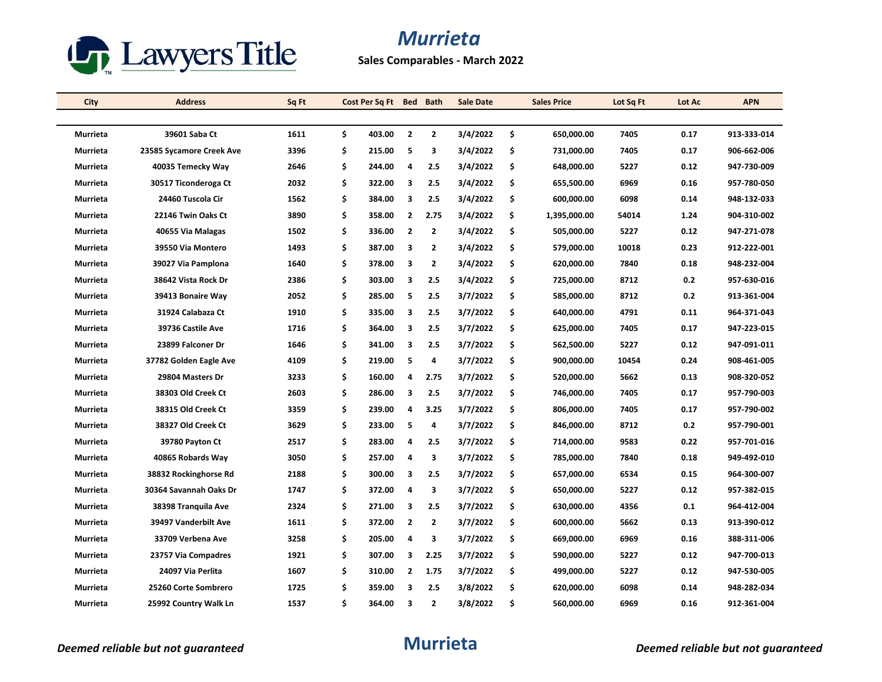# Murrieta

**Sales Comparables - March 2022**

| City | Address | Sq Ft | Cost Per Sq Ft | Bed | Bath | Sale Date | Sales Price | Lot Sq Ft | Lot Ac | APN |
|---|---|---|---|---|---|---|---|---|---|---|
| Murrieta | 39601 Saba Ct | 1611 | $ 403.00 | 2 | 2 | 3/4/2022 | $ 650,000.00 | 7405 | 0.17 | 913-333-014 |
| Murrieta | 23585 Sycamore Creek Ave | 3396 | $ 215.00 | 5 | 3 | 3/4/2022 | $ 731,000.00 | 7405 | 0.17 | 906-662-006 |
| Murrieta | 40035 Temecky Way | 2646 | $ 244.00 | 4 | 2.5 | 3/4/2022 | $ 648,000.00 | 5227 | 0.12 | 947-730-009 |
| Murrieta | 30517 Ticonderoga Ct | 2032 | $ 322.00 | 3 | 2.5 | 3/4/2022 | $ 655,500.00 | 6969 | 0.16 | 957-780-050 |
| Murrieta | 24460 Tuscola Cir | 1562 | $ 384.00 | 3 | 2.5 | 3/4/2022 | $ 600,000.00 | 6098 | 0.14 | 948-132-033 |
| Murrieta | 22146 Twin Oaks Ct | 3890 | $ 358.00 | 2 | 2.75 | 3/4/2022 | $ 1,395,000.00 | 54014 | 1.24 | 904-310-002 |
| Murrieta | 40655 Via Malagas | 1502 | $ 336.00 | 2 | 2 | 3/4/2022 | $ 505,000.00 | 5227 | 0.12 | 947-271-078 |
| Murrieta | 39550 Via Montero | 1493 | $ 387.00 | 3 | 2 | 3/4/2022 | $ 579,000.00 | 10018 | 0.23 | 912-222-001 |
| Murrieta | 39027 Via Pamplona | 1640 | $ 378.00 | 3 | 2 | 3/4/2022 | $ 620,000.00 | 7840 | 0.18 | 948-232-004 |
| Murrieta | 38642 Vista Rock Dr | 2386 | $ 303.00 | 3 | 2.5 | 3/4/2022 | $ 725,000.00 | 8712 | 0.2 | 957-630-016 |
| Murrieta | 39413 Bonaire Way | 2052 | $ 285.00 | 5 | 2.5 | 3/7/2022 | $ 585,000.00 | 8712 | 0.2 | 913-361-004 |
| Murrieta | 31924 Calabaza Ct | 1910 | $ 335.00 | 3 | 2.5 | 3/7/2022 | $ 640,000.00 | 4791 | 0.11 | 964-371-043 |
| Murrieta | 39736 Castile Ave | 1716 | $ 364.00 | 3 | 2.5 | 3/7/2022 | $ 625,000.00 | 7405 | 0.17 | 947-223-015 |
| Murrieta | 23899 Falconer Dr | 1646 | $ 341.00 | 3 | 2.5 | 3/7/2022 | $ 562,500.00 | 5227 | 0.12 | 947-091-011 |
| Murrieta | 37782 Golden Eagle Ave | 4109 | $ 219.00 | 5 | 4 | 3/7/2022 | $ 900,000.00 | 10454 | 0.24 | 908-461-005 |
| Murrieta | 29804 Masters Dr | 3233 | $ 160.00 | 4 | 2.75 | 3/7/2022 | $ 520,000.00 | 5662 | 0.13 | 908-320-052 |
| Murrieta | 38303 Old Creek Ct | 2603 | $ 286.00 | 3 | 2.5 | 3/7/2022 | $ 746,000.00 | 7405 | 0.17 | 957-790-003 |
| Murrieta | 38315 Old Creek Ct | 3359 | $ 239.00 | 4 | 3.25 | 3/7/2022 | $ 806,000.00 | 7405 | 0.17 | 957-790-002 |
| Murrieta | 38327 Old Creek Ct | 3629 | $ 233.00 | 5 | 4 | 3/7/2022 | $ 846,000.00 | 8712 | 0.2 | 957-790-001 |
| Murrieta | 39780 Payton Ct | 2517 | $ 283.00 | 4 | 2.5 | 3/7/2022 | $ 714,000.00 | 9583 | 0.22 | 957-701-016 |
| Murrieta | 40865 Robards Way | 3050 | $ 257.00 | 4 | 3 | 3/7/2022 | $ 785,000.00 | 7840 | 0.18 | 949-492-010 |
| Murrieta | 38832 Rockinghorse Rd | 2188 | $ 300.00 | 3 | 2.5 | 3/7/2022 | $ 657,000.00 | 6534 | 0.15 | 964-300-007 |
| Murrieta | 30364 Savannah Oaks Dr | 1747 | $ 372.00 | 4 | 3 | 3/7/2022 | $ 650,000.00 | 5227 | 0.12 | 957-382-015 |
| Murrieta | 38398 Tranquila Ave | 2324 | $ 271.00 | 3 | 2.5 | 3/7/2022 | $ 630,000.00 | 4356 | 0.1 | 964-412-004 |
| Murrieta | 39497 Vanderbilt Ave | 1611 | $ 372.00 | 2 | 2 | 3/7/2022 | $ 600,000.00 | 5662 | 0.13 | 913-390-012 |
| Murrieta | 33709 Verbena Ave | 3258 | $ 205.00 | 4 | 3 | 3/7/2022 | $ 669,000.00 | 6969 | 0.16 | 388-311-006 |
| Murrieta | 23757 Via Compadres | 1921 | $ 307.00 | 3 | 2.25 | 3/7/2022 | $ 590,000.00 | 5227 | 0.12 | 947-700-013 |
| Murrieta | 24097 Via Perlita | 1607 | $ 310.00 | 2 | 1.75 | 3/7/2022 | $ 499,000.00 | 5227 | 0.12 | 947-530-005 |
| Murrieta | 25260 Corte Sombrero | 1725 | $ 359.00 | 3 | 2.5 | 3/8/2022 | $ 620,000.00 | 6098 | 0.14 | 948-282-034 |
| Murrieta | 25992 Country Walk Ln | 1537 | $ 364.00 | 3 | 2 | 3/8/2022 | $ 560,000.00 | 6969 | 0.16 | 912-361-004 |

*Deemed reliable but not guaranteed*

**Murrieta**

*Deemed reliable but not guaranteed*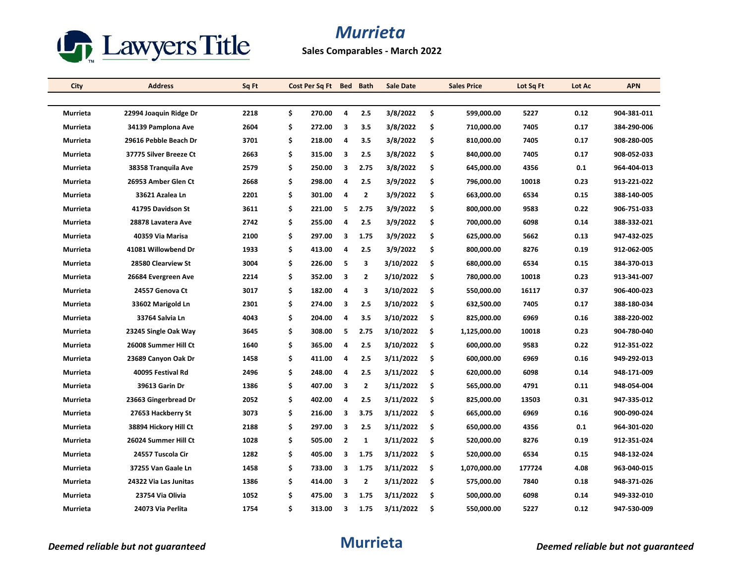# Murrieta

**Sales Comparables - March 2022**

| City | Address | Sq Ft | Cost Per Sq Ft | Bed | Bath | Sale Date | Sales Price | Lot Sq Ft | Lot Ac | APN |
|---|---|---|---|---|---|---|---|---|---|---|
| Murrieta | 22994 Joaquin Ridge Dr | 2218 | $ 270.00 | 4 | 2.5 | 3/8/2022 | $ 599,000.00 | 5227 | 0.12 | 904-381-011 |
| Murrieta | 34139 Pamplona Ave | 2604 | $ 272.00 | 3 | 3.5 | 3/8/2022 | $ 710,000.00 | 7405 | 0.17 | 384-290-006 |
| Murrieta | 29616 Pebble Beach Dr | 3701 | $ 218.00 | 4 | 3.5 | 3/8/2022 | $ 810,000.00 | 7405 | 0.17 | 908-280-005 |
| Murrieta | 37775 Silver Breeze Ct | 2663 | $ 315.00 | 3 | 2.5 | 3/8/2022 | $ 840,000.00 | 7405 | 0.17 | 908-052-033 |
| Murrieta | 38358 Tranquila Ave | 2579 | $ 250.00 | 3 | 2.75 | 3/8/2022 | $ 645,000.00 | 4356 | 0.1 | 964-404-013 |
| Murrieta | 26953 Amber Glen Ct | 2668 | $ 298.00 | 4 | 2.5 | 3/9/2022 | $ 796,000.00 | 10018 | 0.23 | 913-221-022 |
| Murrieta | 33621 Azalea Ln | 2201 | $ 301.00 | 4 | 2 | 3/9/2022 | $ 663,000.00 | 6534 | 0.15 | 388-140-005 |
| Murrieta | 41795 Davidson St | 3611 | $ 221.00 | 5 | 2.75 | 3/9/2022 | $ 800,000.00 | 9583 | 0.22 | 906-751-033 |
| Murrieta | 28878 Lavatera Ave | 2742 | $ 255.00 | 4 | 2.5 | 3/9/2022 | $ 700,000.00 | 6098 | 0.14 | 388-332-021 |
| Murrieta | 40359 Via Marisa | 2100 | $ 297.00 | 3 | 1.75 | 3/9/2022 | $ 625,000.00 | 5662 | 0.13 | 947-432-025 |
| Murrieta | 41081 Willowbend Dr | 1933 | $ 413.00 | 4 | 2.5 | 3/9/2022 | $ 800,000.00 | 8276 | 0.19 | 912-062-005 |
| Murrieta | 28580 Clearview St | 3004 | $ 226.00 | 5 | 3 | 3/10/2022 | $ 680,000.00 | 6534 | 0.15 | 384-370-013 |
| Murrieta | 26684 Evergreen Ave | 2214 | $ 352.00 | 3 | 2 | 3/10/2022 | $ 780,000.00 | 10018 | 0.23 | 913-341-007 |
| Murrieta | 24557 Genova Ct | 3017 | $ 182.00 | 4 | 3 | 3/10/2022 | $ 550,000.00 | 16117 | 0.37 | 906-400-023 |
| Murrieta | 33602 Marigold Ln | 2301 | $ 274.00 | 3 | 2.5 | 3/10/2022 | $ 632,500.00 | 7405 | 0.17 | 388-180-034 |
| Murrieta | 33764 Salvia Ln | 4043 | $ 204.00 | 4 | 3.5 | 3/10/2022 | $ 825,000.00 | 6969 | 0.16 | 388-220-002 |
| Murrieta | 23245 Single Oak Way | 3645 | $ 308.00 | 5 | 2.75 | 3/10/2022 | $ 1,125,000.00 | 10018 | 0.23 | 904-780-040 |
| Murrieta | 26008 Summer Hill Ct | 1640 | $ 365.00 | 4 | 2.5 | 3/10/2022 | $ 600,000.00 | 9583 | 0.22 | 912-351-022 |
| Murrieta | 23689 Canyon Oak Dr | 1458 | $ 411.00 | 4 | 2.5 | 3/11/2022 | $ 600,000.00 | 6969 | 0.16 | 949-292-013 |
| Murrieta | 40095 Festival Rd | 2496 | $ 248.00 | 4 | 2.5 | 3/11/2022 | $ 620,000.00 | 6098 | 0.14 | 948-171-009 |
| Murrieta | 39613 Garin Dr | 1386 | $ 407.00 | 3 | 2 | 3/11/2022 | $ 565,000.00 | 4791 | 0.11 | 948-054-004 |
| Murrieta | 23663 Gingerbread Dr | 2052 | $ 402.00 | 4 | 2.5 | 3/11/2022 | $ 825,000.00 | 13503 | 0.31 | 947-335-012 |
| Murrieta | 27653 Hackberry St | 3073 | $ 216.00 | 3 | 3.75 | 3/11/2022 | $ 665,000.00 | 6969 | 0.16 | 900-090-024 |
| Murrieta | 38894 Hickory Hill Ct | 2188 | $ 297.00 | 3 | 2.5 | 3/11/2022 | $ 650,000.00 | 4356 | 0.1 | 964-301-020 |
| Murrieta | 26024 Summer Hill Ct | 1028 | $ 505.00 | 2 | 1 | 3/11/2022 | $ 520,000.00 | 8276 | 0.19 | 912-351-024 |
| Murrieta | 24557 Tuscola Cir | 1282 | $ 405.00 | 3 | 1.75 | 3/11/2022 | $ 520,000.00 | 6534 | 0.15 | 948-132-024 |
| Murrieta | 37255 Van Gaale Ln | 1458 | $ 733.00 | 3 | 1.75 | 3/11/2022 | $ 1,070,000.00 | 177724 | 4.08 | 963-040-015 |
| Murrieta | 24322 Via Las Junitas | 1386 | $ 414.00 | 3 | 2 | 3/11/2022 | $ 575,000.00 | 7840 | 0.18 | 948-371-026 |
| Murrieta | 23754 Via Olivia | 1052 | $ 475.00 | 3 | 1.75 | 3/11/2022 | $ 500,000.00 | 6098 | 0.14 | 949-332-010 |
| Murrieta | 24073 Via Perlita | 1754 | $ 313.00 | 3 | 1.75 | 3/11/2022 | $ 550,000.00 | 5227 | 0.12 | 947-530-009 |

*Deemed reliable but not guaranteed*

**Murrieta**

*Deemed reliable but not guaranteed*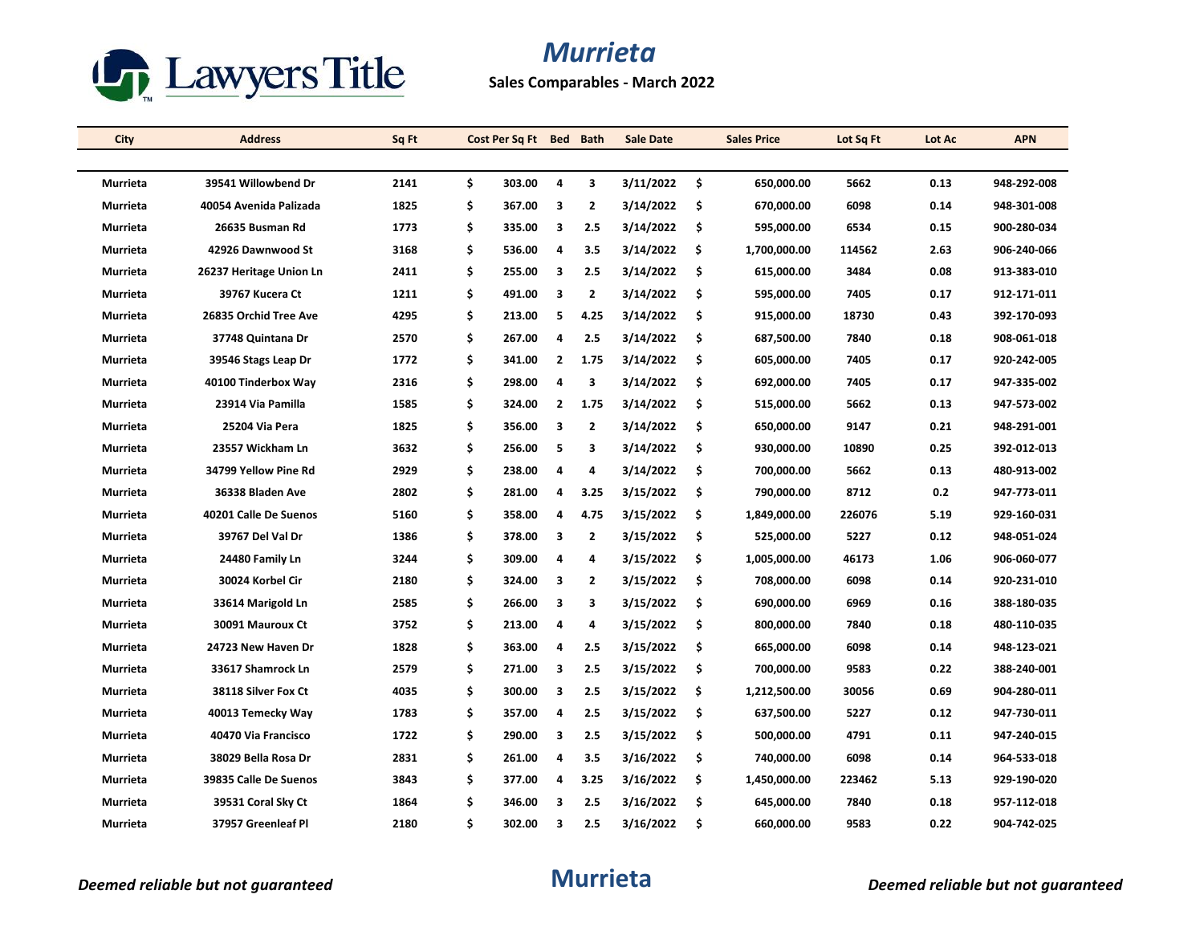# Murrieta

**Sales Comparables - March 2022**

| City | Address | Sq Ft | Cost Per Sq Ft | Bed | Bath | Sale Date | Sales Price | Lot Sq Ft | Lot Ac | APN |
|---|---|---|---|---|---|---|---|---|---|---|
| Murrieta | 39541 Willowbend Dr | 2141 | $ 303.00 | 4 | 3 | 3/11/2022 | $ 650,000.00 | 5662 | 0.13 | 948-292-008 |
| Murrieta | 40054 Avenida Palizada | 1825 | $ 367.00 | 3 | 2 | 3/14/2022 | $ 670,000.00 | 6098 | 0.14 | 948-301-008 |
| Murrieta | 26635 Busman Rd | 1773 | $ 335.00 | 3 | 2.5 | 3/14/2022 | $ 595,000.00 | 6534 | 0.15 | 900-280-034 |
| Murrieta | 42926 Dawnwood St | 3168 | $ 536.00 | 4 | 3.5 | 3/14/2022 | $ 1,700,000.00 | 114562 | 2.63 | 906-240-066 |
| Murrieta | 26237 Heritage Union Ln | 2411 | $ 255.00 | 3 | 2.5 | 3/14/2022 | $ 615,000.00 | 3484 | 0.08 | 913-383-010 |
| Murrieta | 39767 Kucera Ct | 1211 | $ 491.00 | 3 | 2 | 3/14/2022 | $ 595,000.00 | 7405 | 0.17 | 912-171-011 |
| Murrieta | 26835 Orchid Tree Ave | 4295 | $ 213.00 | 5 | 4.25 | 3/14/2022 | $ 915,000.00 | 18730 | 0.43 | 392-170-093 |
| Murrieta | 37748 Quintana Dr | 2570 | $ 267.00 | 4 | 2.5 | 3/14/2022 | $ 687,500.00 | 7840 | 0.18 | 908-061-018 |
| Murrieta | 39546 Stags Leap Dr | 1772 | $ 341.00 | 2 | 1.75 | 3/14/2022 | $ 605,000.00 | 7405 | 0.17 | 920-242-005 |
| Murrieta | 40100 Tinderbox Way | 2316 | $ 298.00 | 4 | 3 | 3/14/2022 | $ 692,000.00 | 7405 | 0.17 | 947-335-002 |
| Murrieta | 23914 Via Pamilla | 1585 | $ 324.00 | 2 | 1.75 | 3/14/2022 | $ 515,000.00 | 5662 | 0.13 | 947-573-002 |
| Murrieta | 25204 Via Pera | 1825 | $ 356.00 | 3 | 2 | 3/14/2022 | $ 650,000.00 | 9147 | 0.21 | 948-291-001 |
| Murrieta | 23557 Wickham Ln | 3632 | $ 256.00 | 5 | 3 | 3/14/2022 | $ 930,000.00 | 10890 | 0.25 | 392-012-013 |
| Murrieta | 34799 Yellow Pine Rd | 2929 | $ 238.00 | 4 | 4 | 3/14/2022 | $ 700,000.00 | 5662 | 0.13 | 480-913-002 |
| Murrieta | 36338 Bladen Ave | 2802 | $ 281.00 | 4 | 3.25 | 3/15/2022 | $ 790,000.00 | 8712 | 0.2 | 947-773-011 |
| Murrieta | 40201 Calle De Suenos | 5160 | $ 358.00 | 4 | 4.75 | 3/15/2022 | $ 1,849,000.00 | 226076 | 5.19 | 929-160-031 |
| Murrieta | 39767 Del Val Dr | 1386 | $ 378.00 | 3 | 2 | 3/15/2022 | $ 525,000.00 | 5227 | 0.12 | 948-051-024 |
| Murrieta | 24480 Family Ln | 3244 | $ 309.00 | 4 | 4 | 3/15/2022 | $ 1,005,000.00 | 46173 | 1.06 | 906-060-077 |
| Murrieta | 30024 Korbel Cir | 2180 | $ 324.00 | 3 | 2 | 3/15/2022 | $ 708,000.00 | 6098 | 0.14 | 920-231-010 |
| Murrieta | 33614 Marigold Ln | 2585 | $ 266.00 | 3 | 3 | 3/15/2022 | $ 690,000.00 | 6969 | 0.16 | 388-180-035 |
| Murrieta | 30091 Mauroux Ct | 3752 | $ 213.00 | 4 | 4 | 3/15/2022 | $ 800,000.00 | 7840 | 0.18 | 480-110-035 |
| Murrieta | 24723 New Haven Dr | 1828 | $ 363.00 | 4 | 2.5 | 3/15/2022 | $ 665,000.00 | 6098 | 0.14 | 948-123-021 |
| Murrieta | 33617 Shamrock Ln | 2579 | $ 271.00 | 3 | 2.5 | 3/15/2022 | $ 700,000.00 | 9583 | 0.22 | 388-240-001 |
| Murrieta | 38118 Silver Fox Ct | 4035 | $ 300.00 | 3 | 2.5 | 3/15/2022 | $ 1,212,500.00 | 30056 | 0.69 | 904-280-011 |
| Murrieta | 40013 Temecky Way | 1783 | $ 357.00 | 4 | 2.5 | 3/15/2022 | $ 637,500.00 | 5227 | 0.12 | 947-730-011 |
| Murrieta | 40470 Via Francisco | 1722 | $ 290.00 | 3 | 2.5 | 3/15/2022 | $ 500,000.00 | 4791 | 0.11 | 947-240-015 |
| Murrieta | 38029 Bella Rosa Dr | 2831 | $ 261.00 | 4 | 3.5 | 3/16/2022 | $ 740,000.00 | 6098 | 0.14 | 964-533-018 |
| Murrieta | 39835 Calle De Suenos | 3843 | $ 377.00 | 4 | 3.25 | 3/16/2022 | $ 1,450,000.00 | 223462 | 5.13 | 929-190-020 |
| Murrieta | 39531 Coral Sky Ct | 1864 | $ 346.00 | 3 | 2.5 | 3/16/2022 | $ 645,000.00 | 7840 | 0.18 | 957-112-018 |
| Murrieta | 37957 Greenleaf Pl | 2180 | $ 302.00 | 3 | 2.5 | 3/16/2022 | $ 660,000.00 | 9583 | 0.22 | 904-742-025 |

*Deemed reliable but not guaranteed*

**Murrieta**

*Deemed reliable but not guaranteed*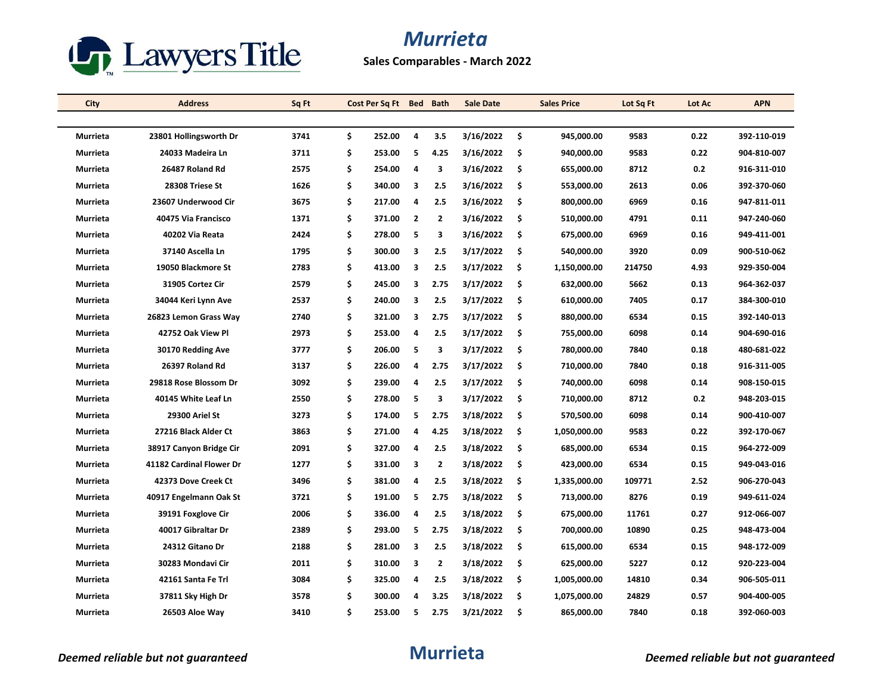# Murrieta

**Sales Comparables - March 2022**

| City | Address | Sq Ft | Cost Per Sq Ft | Bed | Bath | Sale Date | Sales Price | Lot Sq Ft | Lot Ac | APN |
|---|---|---|---|---|---|---|---|---|---|---|
| Murrieta | 23801 Hollingsworth Dr | 3741 | $ 252.00 | 4 | 3.5 | 3/16/2022 | $ 945,000.00 | 9583 | 0.22 | 392-110-019 |
| Murrieta | 24033 Madeira Ln | 3711 | $ 253.00 | 5 | 4.25 | 3/16/2022 | $ 940,000.00 | 9583 | 0.22 | 904-810-007 |
| Murrieta | 26487 Roland Rd | 2575 | $ 254.00 | 4 | 3 | 3/16/2022 | $ 655,000.00 | 8712 | 0.2 | 916-311-010 |
| Murrieta | 28308 Triese St | 1626 | $ 340.00 | 3 | 2.5 | 3/16/2022 | $ 553,000.00 | 2613 | 0.06 | 392-370-060 |
| Murrieta | 23607 Underwood Cir | 3675 | $ 217.00 | 4 | 2.5 | 3/16/2022 | $ 800,000.00 | 6969 | 0.16 | 947-811-011 |
| Murrieta | 40475 Via Francisco | 1371 | $ 371.00 | 2 | 2 | 3/16/2022 | $ 510,000.00 | 4791 | 0.11 | 947-240-060 |
| Murrieta | 40202 Via Reata | 2424 | $ 278.00 | 5 | 3 | 3/16/2022 | $ 675,000.00 | 6969 | 0.16 | 949-411-001 |
| Murrieta | 37140 Ascella Ln | 1795 | $ 300.00 | 3 | 2.5 | 3/17/2022 | $ 540,000.00 | 3920 | 0.09 | 900-510-062 |
| Murrieta | 19050 Blackmore St | 2783 | $ 413.00 | 3 | 2.5 | 3/17/2022 | $ 1,150,000.00 | 214750 | 4.93 | 929-350-004 |
| Murrieta | 31905 Cortez Cir | 2579 | $ 245.00 | 3 | 2.75 | 3/17/2022 | $ 632,000.00 | 5662 | 0.13 | 964-362-037 |
| Murrieta | 34044 Keri Lynn Ave | 2537 | $ 240.00 | 3 | 2.5 | 3/17/2022 | $ 610,000.00 | 7405 | 0.17 | 384-300-010 |
| Murrieta | 26823 Lemon Grass Way | 2740 | $ 321.00 | 3 | 2.75 | 3/17/2022 | $ 880,000.00 | 6534 | 0.15 | 392-140-013 |
| Murrieta | 42752 Oak View Pl | 2973 | $ 253.00 | 4 | 2.5 | 3/17/2022 | $ 755,000.00 | 6098 | 0.14 | 904-690-016 |
| Murrieta | 30170 Redding Ave | 3777 | $ 206.00 | 5 | 3 | 3/17/2022 | $ 780,000.00 | 7840 | 0.18 | 480-681-022 |
| Murrieta | 26397 Roland Rd | 3137 | $ 226.00 | 4 | 2.75 | 3/17/2022 | $ 710,000.00 | 7840 | 0.18 | 916-311-005 |
| Murrieta | 29818 Rose Blossom Dr | 3092 | $ 239.00 | 4 | 2.5 | 3/17/2022 | $ 740,000.00 | 6098 | 0.14 | 908-150-015 |
| Murrieta | 40145 White Leaf Ln | 2550 | $ 278.00 | 5 | 3 | 3/17/2022 | $ 710,000.00 | 8712 | 0.2 | 948-203-015 |
| Murrieta | 29300 Ariel St | 3273 | $ 174.00 | 5 | 2.75 | 3/18/2022 | $ 570,500.00 | 6098 | 0.14 | 900-410-007 |
| Murrieta | 27216 Black Alder Ct | 3863 | $ 271.00 | 4 | 4.25 | 3/18/2022 | $ 1,050,000.00 | 9583 | 0.22 | 392-170-067 |
| Murrieta | 38917 Canyon Bridge Cir | 2091 | $ 327.00 | 4 | 2.5 | 3/18/2022 | $ 685,000.00 | 6534 | 0.15 | 964-272-009 |
| Murrieta | 41182 Cardinal Flower Dr | 1277 | $ 331.00 | 3 | 2 | 3/18/2022 | $ 423,000.00 | 6534 | 0.15 | 949-043-016 |
| Murrieta | 42373 Dove Creek Ct | 3496 | $ 381.00 | 4 | 2.5 | 3/18/2022 | $ 1,335,000.00 | 109771 | 2.52 | 906-270-043 |
| Murrieta | 40917 Engelmann Oak St | 3721 | $ 191.00 | 5 | 2.75 | 3/18/2022 | $ 713,000.00 | 8276 | 0.19 | 949-611-024 |
| Murrieta | 39191 Foxglove Cir | 2006 | $ 336.00 | 4 | 2.5 | 3/18/2022 | $ 675,000.00 | 11761 | 0.27 | 912-066-007 |
| Murrieta | 40017 Gibraltar Dr | 2389 | $ 293.00 | 5 | 2.75 | 3/18/2022 | $ 700,000.00 | 10890 | 0.25 | 948-473-004 |
| Murrieta | 24312 Gitano Dr | 2188 | $ 281.00 | 3 | 2.5 | 3/18/2022 | $ 615,000.00 | 6534 | 0.15 | 948-172-009 |
| Murrieta | 30283 Mondavi Cir | 2011 | $ 310.00 | 3 | 2 | 3/18/2022 | $ 625,000.00 | 5227 | 0.12 | 920-223-004 |
| Murrieta | 42161 Santa Fe Trl | 3084 | $ 325.00 | 4 | 2.5 | 3/18/2022 | $ 1,005,000.00 | 14810 | 0.34 | 906-505-011 |
| Murrieta | 37811 Sky High Dr | 3578 | $ 300.00 | 4 | 3.25 | 3/18/2022 | $ 1,075,000.00 | 24829 | 0.57 | 904-400-005 |
| Murrieta | 26503 Aloe Way | 3410 | $ 253.00 | 5 | 2.75 | 3/21/2022 | $ 865,000.00 | 7840 | 0.18 | 392-060-003 |

*Deemed reliable but not guaranteed*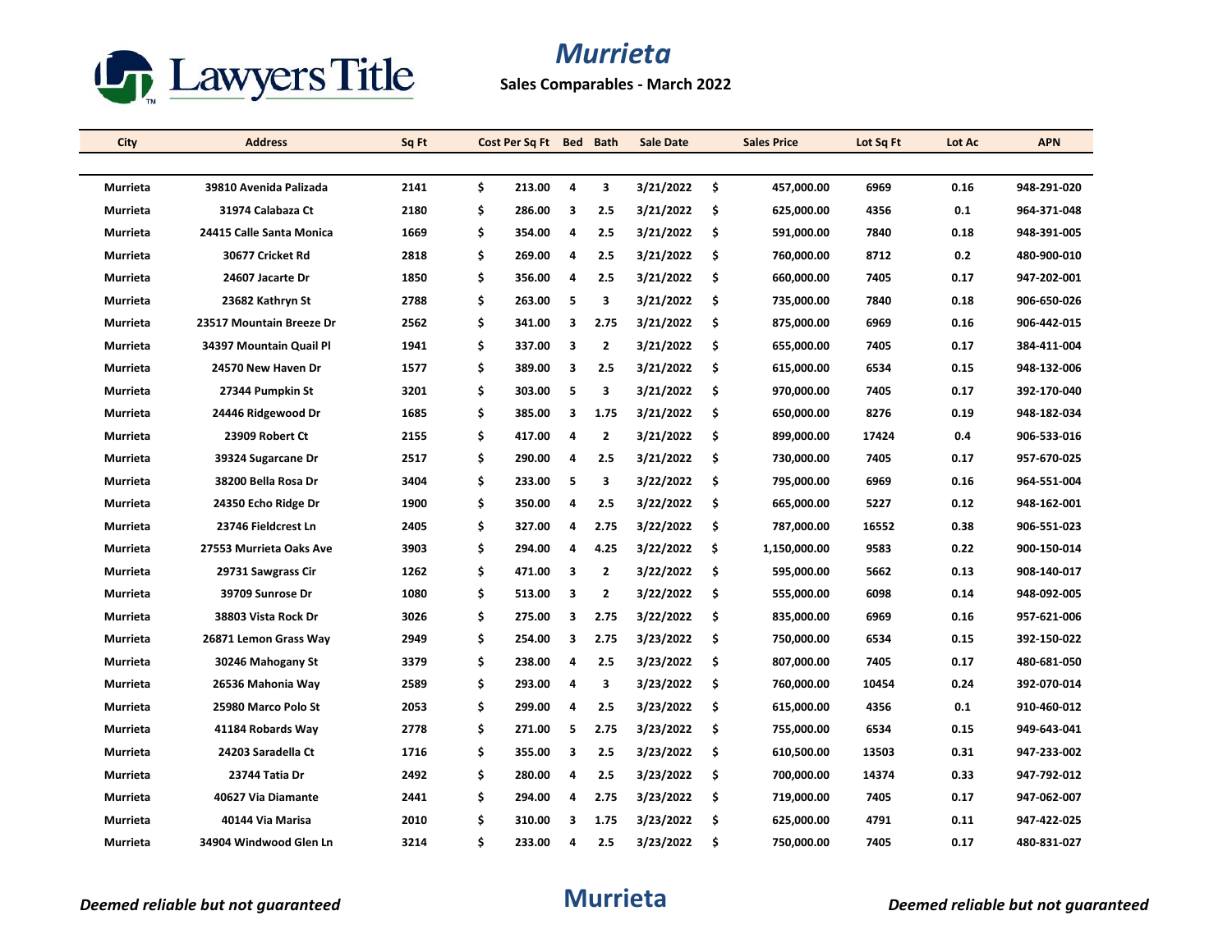# Murrieta

**Sales Comparables - March 2022**

| City | Address | Sq Ft | Cost Per Sq Ft | Bed | Bath | Sale Date | Sales Price | Lot Sq Ft | Lot Ac | APN |
|---|---|---|---|---|---|---|---|---|---|---|
| Murrieta | 39810 Avenida Palizada | 2141 | $ 213.00 | 4 | 3 | 3/21/2022 | $ 457,000.00 | 6969 | 0.16 | 948-291-020 |
| Murrieta | 31974 Calabaza Ct | 2180 | $ 286.00 | 3 | 2.5 | 3/21/2022 | $ 625,000.00 | 4356 | 0.1 | 964-371-048 |
| Murrieta | 24415 Calle Santa Monica | 1669 | $ 354.00 | 4 | 2.5 | 3/21/2022 | $ 591,000.00 | 7840 | 0.18 | 948-391-005 |
| Murrieta | 30677 Cricket Rd | 2818 | $ 269.00 | 4 | 2.5 | 3/21/2022 | $ 760,000.00 | 8712 | 0.2 | 480-900-010 |
| Murrieta | 24607 Jacarte Dr | 1850 | $ 356.00 | 4 | 2.5 | 3/21/2022 | $ 660,000.00 | 7405 | 0.17 | 947-202-001 |
| Murrieta | 23682 Kathryn St | 2788 | $ 263.00 | 5 | 3 | 3/21/2022 | $ 735,000.00 | 7840 | 0.18 | 906-650-026 |
| Murrieta | 23517 Mountain Breeze Dr | 2562 | $ 341.00 | 3 | 2.75 | 3/21/2022 | $ 875,000.00 | 6969 | 0.16 | 906-442-015 |
| Murrieta | 34397 Mountain Quail Pl | 1941 | $ 337.00 | 3 | 2 | 3/21/2022 | $ 655,000.00 | 7405 | 0.17 | 384-411-004 |
| Murrieta | 24570 New Haven Dr | 1577 | $ 389.00 | 3 | 2.5 | 3/21/2022 | $ 615,000.00 | 6534 | 0.15 | 948-132-006 |
| Murrieta | 27344 Pumpkin St | 3201 | $ 303.00 | 5 | 3 | 3/21/2022 | $ 970,000.00 | 7405 | 0.17 | 392-170-040 |
| Murrieta | 24446 Ridgewood Dr | 1685 | $ 385.00 | 3 | 1.75 | 3/21/2022 | $ 650,000.00 | 8276 | 0.19 | 948-182-034 |
| Murrieta | 23909 Robert Ct | 2155 | $ 417.00 | 4 | 2 | 3/21/2022 | $ 899,000.00 | 17424 | 0.4 | 906-533-016 |
| Murrieta | 39324 Sugarcane Dr | 2517 | $ 290.00 | 4 | 2.5 | 3/21/2022 | $ 730,000.00 | 7405 | 0.17 | 957-670-025 |
| Murrieta | 38200 Bella Rosa Dr | 3404 | $ 233.00 | 5 | 3 | 3/22/2022 | $ 795,000.00 | 6969 | 0.16 | 964-551-004 |
| Murrieta | 24350 Echo Ridge Dr | 1900 | $ 350.00 | 4 | 2.5 | 3/22/2022 | $ 665,000.00 | 5227 | 0.12 | 948-162-001 |
| Murrieta | 23746 Fieldcrest Ln | 2405 | $ 327.00 | 4 | 2.75 | 3/22/2022 | $ 787,000.00 | 16552 | 0.38 | 906-551-023 |
| Murrieta | 27553 Murrieta Oaks Ave | 3903 | $ 294.00 | 4 | 4.25 | 3/22/2022 | $ 1,150,000.00 | 9583 | 0.22 | 900-150-014 |
| Murrieta | 29731 Sawgrass Cir | 1262 | $ 471.00 | 3 | 2 | 3/22/2022 | $ 595,000.00 | 5662 | 0.13 | 908-140-017 |
| Murrieta | 39709 Sunrose Dr | 1080 | $ 513.00 | 3 | 2 | 3/22/2022 | $ 555,000.00 | 6098 | 0.14 | 948-092-005 |
| Murrieta | 38803 Vista Rock Dr | 3026 | $ 275.00 | 3 | 2.75 | 3/22/2022 | $ 835,000.00 | 6969 | 0.16 | 957-621-006 |
| Murrieta | 26871 Lemon Grass Way | 2949 | $ 254.00 | 3 | 2.75 | 3/23/2022 | $ 750,000.00 | 6534 | 0.15 | 392-150-022 |
| Murrieta | 30246 Mahogany St | 3379 | $ 238.00 | 4 | 2.5 | 3/23/2022 | $ 807,000.00 | 7405 | 0.17 | 480-681-050 |
| Murrieta | 26536 Mahonia Way | 2589 | $ 293.00 | 4 | 3 | 3/23/2022 | $ 760,000.00 | 10454 | 0.24 | 392-070-014 |
| Murrieta | 25980 Marco Polo St | 2053 | $ 299.00 | 4 | 2.5 | 3/23/2022 | $ 615,000.00 | 4356 | 0.1 | 910-460-012 |
| Murrieta | 41184 Robards Way | 2778 | $ 271.00 | 5 | 2.75 | 3/23/2022 | $ 755,000.00 | 6534 | 0.15 | 949-643-041 |
| Murrieta | 24203 Saradella Ct | 1716 | $ 355.00 | 3 | 2.5 | 3/23/2022 | $ 610,500.00 | 13503 | 0.31 | 947-233-002 |
| Murrieta | 23744 Tatia Dr | 2492 | $ 280.00 | 4 | 2.5 | 3/23/2022 | $ 700,000.00 | 14374 | 0.33 | 947-792-012 |
| Murrieta | 40627 Via Diamante | 2441 | $ 294.00 | 4 | 2.75 | 3/23/2022 | $ 719,000.00 | 7405 | 0.17 | 947-062-007 |
| Murrieta | 40144 Via Marisa | 2010 | $ 310.00 | 3 | 1.75 | 3/23/2022 | $ 625,000.00 | 4791 | 0.11 | 947-422-025 |
| Murrieta | 34904 Windwood Glen Ln | 3214 | $ 233.00 | 4 | 2.5 | 3/23/2022 | $ 750,000.00 | 7405 | 0.17 | 480-831-027 |

*Deemed reliable but not guaranteed*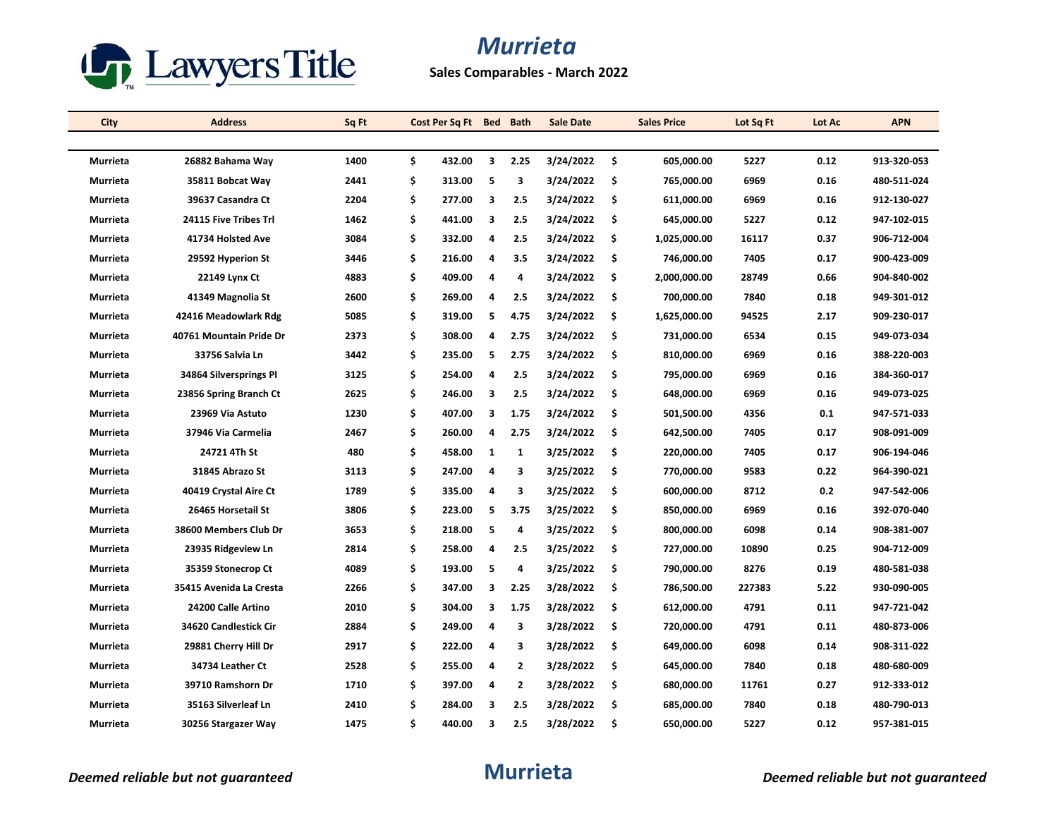# Murrieta

**Sales Comparables - March 2022**

| City | Address | Sq Ft | Cost Per Sq Ft | Bed | Bath | Sale Date | Sales Price | Lot Sq Ft | Lot Ac | APN |
|---|---|---|---|---|---|---|---|---|---|---|
| Murrieta | 26882 Bahama Way | 1400 | $ 432.00 | 3 | 2.25 | 3/24/2022 | $ 605,000.00 | 5227 | 0.12 | 913-320-053 |
| Murrieta | 35811 Bobcat Way | 2441 | $ 313.00 | 5 | 3 | 3/24/2022 | $ 765,000.00 | 6969 | 0.16 | 480-511-024 |
| Murrieta | 39637 Casandra Ct | 2204 | $ 277.00 | 3 | 2.5 | 3/24/2022 | $ 611,000.00 | 6969 | 0.16 | 912-130-027 |
| Murrieta | 24115 Five Tribes Trl | 1462 | $ 441.00 | 3 | 2.5 | 3/24/2022 | $ 645,000.00 | 5227 | 0.12 | 947-102-015 |
| Murrieta | 41734 Holsted Ave | 3084 | $ 332.00 | 4 | 2.5 | 3/24/2022 | $ 1,025,000.00 | 16117 | 0.37 | 906-712-004 |
| Murrieta | 29592 Hyperion St | 3446 | $ 216.00 | 4 | 3.5 | 3/24/2022 | $ 746,000.00 | 7405 | 0.17 | 900-423-009 |
| Murrieta | 22149 Lynx Ct | 4883 | $ 409.00 | 4 | 4 | 3/24/2022 | $ 2,000,000.00 | 28749 | 0.66 | 904-840-002 |
| Murrieta | 41349 Magnolia St | 2600 | $ 269.00 | 4 | 2.5 | 3/24/2022 | $ 700,000.00 | 7840 | 0.18 | 949-301-012 |
| Murrieta | 42416 Meadowlark Rdg | 5085 | $ 319.00 | 5 | 4.75 | 3/24/2022 | $ 1,625,000.00 | 94525 | 2.17 | 909-230-017 |
| Murrieta | 40761 Mountain Pride Dr | 2373 | $ 308.00 | 4 | 2.75 | 3/24/2022 | $ 731,000.00 | 6534 | 0.15 | 949-073-034 |
| Murrieta | 33756 Salvia Ln | 3442 | $ 235.00 | 5 | 2.75 | 3/24/2022 | $ 810,000.00 | 6969 | 0.16 | 388-220-003 |
| Murrieta | 34864 Silversprings Pl | 3125 | $ 254.00 | 4 | 2.5 | 3/24/2022 | $ 795,000.00 | 6969 | 0.16 | 384-360-017 |
| Murrieta | 23856 Spring Branch Ct | 2625 | $ 246.00 | 3 | 2.5 | 3/24/2022 | $ 648,000.00 | 6969 | 0.16 | 949-073-025 |
| Murrieta | 23969 Via Astuto | 1230 | $ 407.00 | 3 | 1.75 | 3/24/2022 | $ 501,500.00 | 4356 | 0.1 | 947-571-033 |
| Murrieta | 37946 Via Carmelia | 2467 | $ 260.00 | 4 | 2.75 | 3/24/2022 | $ 642,500.00 | 7405 | 0.17 | 908-091-009 |
| Murrieta | 24721 4Th St | 480 | $ 458.00 | 1 | 1 | 3/25/2022 | $ 220,000.00 | 7405 | 0.17 | 906-194-046 |
| Murrieta | 31845 Abrazo St | 3113 | $ 247.00 | 4 | 3 | 3/25/2022 | $ 770,000.00 | 9583 | 0.22 | 964-390-021 |
| Murrieta | 40419 Crystal Aire Ct | 1789 | $ 335.00 | 4 | 3 | 3/25/2022 | $ 600,000.00 | 8712 | 0.2 | 947-542-006 |
| Murrieta | 26465 Horsetail St | 3806 | $ 223.00 | 5 | 3.75 | 3/25/2022 | $ 850,000.00 | 6969 | 0.16 | 392-070-040 |
| Murrieta | 38600 Members Club Dr | 3653 | $ 218.00 | 5 | 4 | 3/25/2022 | $ 800,000.00 | 6098 | 0.14 | 908-381-007 |
| Murrieta | 23935 Ridgeview Ln | 2814 | $ 258.00 | 4 | 2.5 | 3/25/2022 | $ 727,000.00 | 10890 | 0.25 | 904-712-009 |
| Murrieta | 35359 Stonecrop Ct | 4089 | $ 193.00 | 5 | 4 | 3/25/2022 | $ 790,000.00 | 8276 | 0.19 | 480-581-038 |
| Murrieta | 35415 Avenida La Cresta | 2266 | $ 347.00 | 3 | 2.25 | 3/28/2022 | $ 786,500.00 | 227383 | 5.22 | 930-090-005 |
| Murrieta | 24200 Calle Artino | 2010 | $ 304.00 | 3 | 1.75 | 3/28/2022 | $ 612,000.00 | 4791 | 0.11 | 947-721-042 |
| Murrieta | 34620 Candlestick Cir | 2884 | $ 249.00 | 4 | 3 | 3/28/2022 | $ 720,000.00 | 4791 | 0.11 | 480-873-006 |
| Murrieta | 29881 Cherry Hill Dr | 2917 | $ 222.00 | 4 | 3 | 3/28/2022 | $ 649,000.00 | 6098 | 0.14 | 908-311-022 |
| Murrieta | 34734 Leather Ct | 2528 | $ 255.00 | 4 | 2 | 3/28/2022 | $ 645,000.00 | 7840 | 0.18 | 480-680-009 |
| Murrieta | 39710 Ramshorn Dr | 1710 | $ 397.00 | 4 | 2 | 3/28/2022 | $ 680,000.00 | 11761 | 0.27 | 912-333-012 |
| Murrieta | 35163 Silverleaf Ln | 2410 | $ 284.00 | 3 | 2.5 | 3/28/2022 | $ 685,000.00 | 7840 | 0.18 | 480-790-013 |
| Murrieta | 30256 Stargazer Way | 1475 | $ 440.00 | 3 | 2.5 | 3/28/2022 | $ 650,000.00 | 5227 | 0.12 | 957-381-015 |

*Deemed reliable but not guaranteed*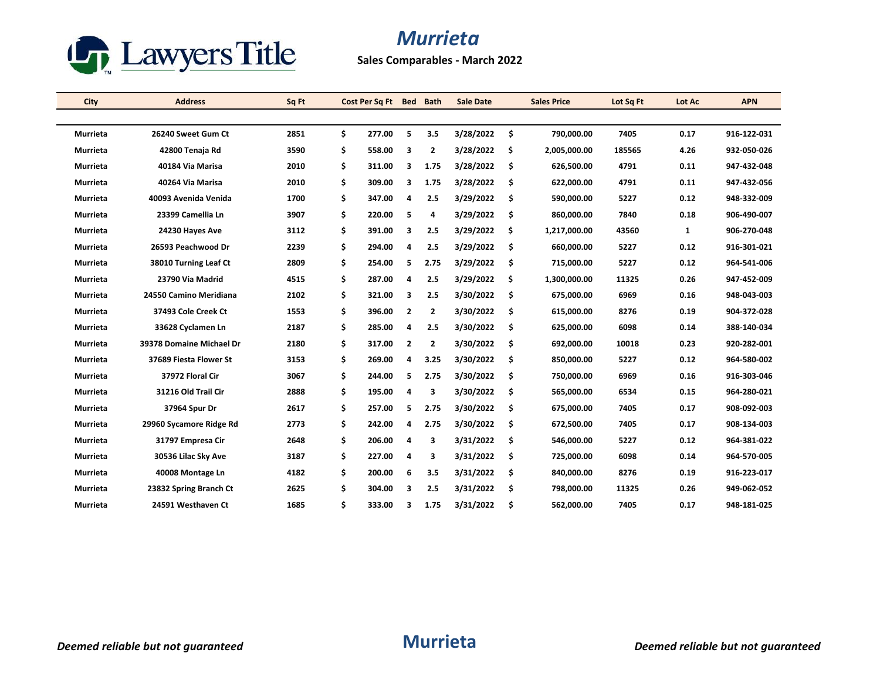# Murrieta

**Sales Comparables - March 2022**

| City | Address | Sq Ft | Cost Per Sq Ft | Bed | Bath | Sale Date | Sales Price | Lot Sq Ft | Lot Ac | APN |
|---|---|---|---|---|---|---|---|---|---|---|
| Murrieta | 26240 Sweet Gum Ct | 2851 | $ 277.00 | 5 | 3.5 | 3/28/2022 | $ 790,000.00 | 7405 | 0.17 | 916-122-031 |
| Murrieta | 42800 Tenaja Rd | 3590 | $ 558.00 | 3 | 2 | 3/28/2022 | $ 2,005,000.00 | 185565 | 4.26 | 932-050-026 |
| Murrieta | 40184 Via Marisa | 2010 | $ 311.00 | 3 | 1.75 | 3/28/2022 | $ 626,500.00 | 4791 | 0.11 | 947-432-048 |
| Murrieta | 40264 Via Marisa | 2010 | $ 309.00 | 3 | 1.75 | 3/28/2022 | $ 622,000.00 | 4791 | 0.11 | 947-432-056 |
| Murrieta | 40093 Avenida Venida | 1700 | $ 347.00 | 4 | 2.5 | 3/29/2022 | $ 590,000.00 | 5227 | 0.12 | 948-332-009 |
| Murrieta | 23399 Camellia Ln | 3907 | $ 220.00 | 5 | 4 | 3/29/2022 | $ 860,000.00 | 7840 | 0.18 | 906-490-007 |
| Murrieta | 24230 Hayes Ave | 3112 | $ 391.00 | 3 | 2.5 | 3/29/2022 | $ 1,217,000.00 | 43560 | 1 | 906-270-048 |
| Murrieta | 26593 Peachwood Dr | 2239 | $ 294.00 | 4 | 2.5 | 3/29/2022 | $ 660,000.00 | 5227 | 0.12 | 916-301-021 |
| Murrieta | 38010 Turning Leaf Ct | 2809 | $ 254.00 | 5 | 2.75 | 3/29/2022 | $ 715,000.00 | 5227 | 0.12 | 964-541-006 |
| Murrieta | 23790 Via Madrid | 4515 | $ 287.00 | 4 | 2.5 | 3/29/2022 | $ 1,300,000.00 | 11325 | 0.26 | 947-452-009 |
| Murrieta | 24550 Camino Meridiana | 2102 | $ 321.00 | 3 | 2.5 | 3/30/2022 | $ 675,000.00 | 6969 | 0.16 | 948-043-003 |
| Murrieta | 37493 Cole Creek Ct | 1553 | $ 396.00 | 2 | 2 | 3/30/2022 | $ 615,000.00 | 8276 | 0.19 | 904-372-028 |
| Murrieta | 33628 Cyclamen Ln | 2187 | $ 285.00 | 4 | 2.5 | 3/30/2022 | $ 625,000.00 | 6098 | 0.14 | 388-140-034 |
| Murrieta | 39378 Domaine Michael Dr | 2180 | $ 317.00 | 2 | 2 | 3/30/2022 | $ 692,000.00 | 10018 | 0.23 | 920-282-001 |
| Murrieta | 37689 Fiesta Flower St | 3153 | $ 269.00 | 4 | 3.25 | 3/30/2022 | $ 850,000.00 | 5227 | 0.12 | 964-580-002 |
| Murrieta | 37972 Floral Cir | 3067 | $ 244.00 | 5 | 2.75 | 3/30/2022 | $ 750,000.00 | 6969 | 0.16 | 916-303-046 |
| Murrieta | 31216 Old Trail Cir | 2888 | $ 195.00 | 4 | 3 | 3/30/2022 | $ 565,000.00 | 6534 | 0.15 | 964-280-021 |
| Murrieta | 37964 Spur Dr | 2617 | $ 257.00 | 5 | 2.75 | 3/30/2022 | $ 675,000.00 | 7405 | 0.17 | 908-092-003 |
| Murrieta | 29960 Sycamore Ridge Rd | 2773 | $ 242.00 | 4 | 2.75 | 3/30/2022 | $ 672,500.00 | 7405 | 0.17 | 908-134-003 |
| Murrieta | 31797 Empresa Cir | 2648 | $ 206.00 | 4 | 3 | 3/31/2022 | $ 546,000.00 | 5227 | 0.12 | 964-381-022 |
| Murrieta | 30536 Lilac Sky Ave | 3187 | $ 227.00 | 4 | 3 | 3/31/2022 | $ 725,000.00 | 6098 | 0.14 | 964-570-005 |
| Murrieta | 40008 Montage Ln | 4182 | $ 200.00 | 6 | 3.5 | 3/31/2022 | $ 840,000.00 | 8276 | 0.19 | 916-223-017 |
| Murrieta | 23832 Spring Branch Ct | 2625 | $ 304.00 | 3 | 2.5 | 3/31/2022 | $ 798,000.00 | 11325 | 0.26 | 949-062-052 |
| Murrieta | 24591 Westhaven Ct | 1685 | $ 333.00 | 3 | 1.75 | 3/31/2022 | $ 562,000.00 | 7405 | 0.17 | 948-181-025 |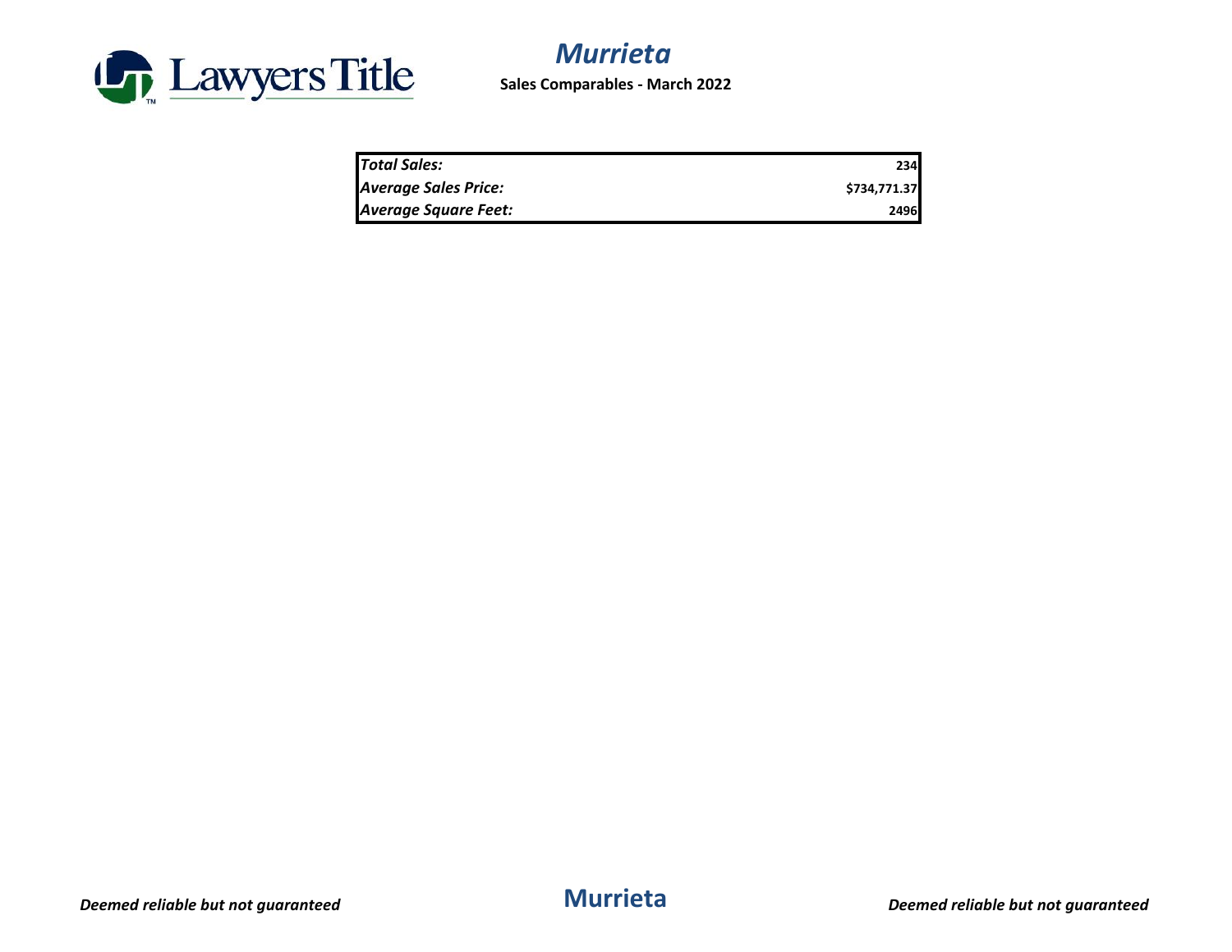# *Murrieta*

**Sales Comparables - March 2022**

| | |
|---|---|
| ***Total Sales:*** | **234** |
| ***Average Sales Price:*** | **$734,771.37** |
| ***Average Square Feet:*** | **2496** |